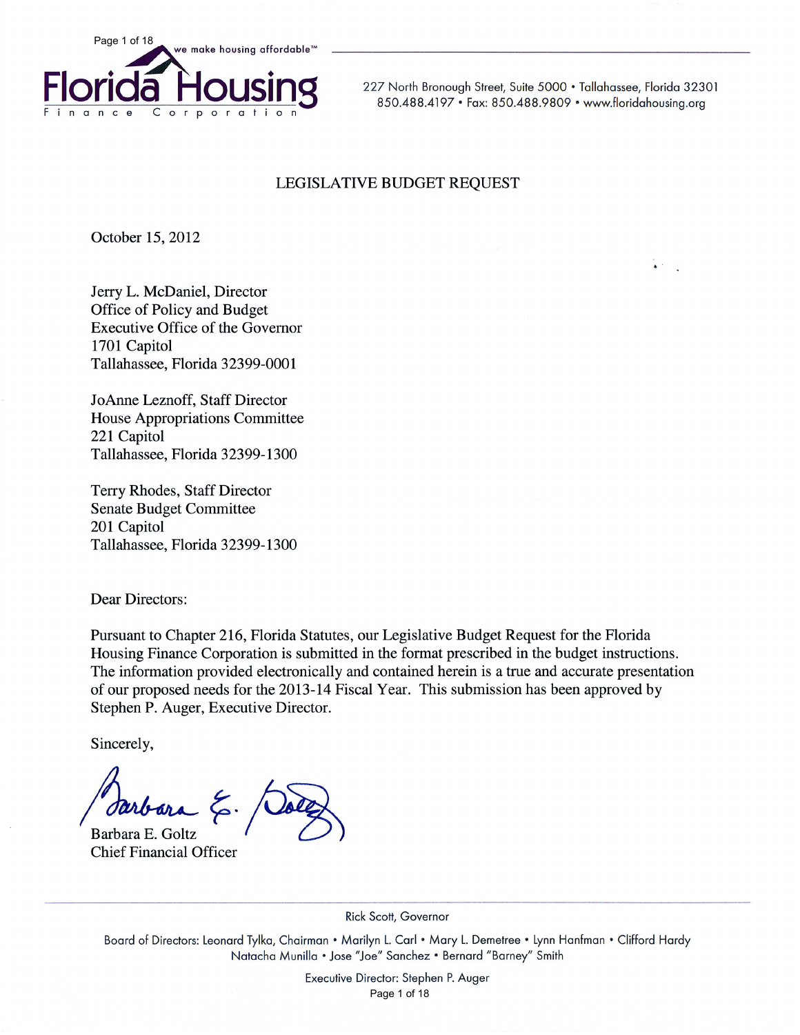Florida Housing Finance Corporation

we make housing affordable™

227 North Bronough Street, Suite 5000 • Tallahassee, Florida 32301
850.488.4197 • Fax: 850.488.9809 • www.floridahousing.org

# LEGISLATIVE BUDGET REQUEST

October 15, 2012

Jerry L. McDaniel, Director
Office of Policy and Budget
Executive Office of the Governor
1701 Capitol
Tallahassee, Florida 32399-0001

JoAnne Leznoff, Staff Director
House Appropriations Committee
221 Capitol
Tallahassee, Florida 32399-1300

Terry Rhodes, Staff Director
Senate Budget Committee
201 Capitol
Tallahassee, Florida 32399-1300

Dear Directors:

Pursuant to Chapter 216, Florida Statutes, our Legislative Budget Request for the Florida Housing Finance Corporation is submitted in the format prescribed in the budget instructions. The information provided electronically and contained herein is a true and accurate presentation of our proposed needs for the 2013-14 Fiscal Year. This submission has been approved by Stephen P. Auger, Executive Director.

Sincerely,

Barbara E. Goltz
Chief Financial Officer

Rick Scott, Governor

Board of Directors: Leonard Tylka, Chairman • Marilyn L. Carl • Mary L. Demetree • Lynn Hanfman • Clifford Hardy
Natacha Munilla • Jose "Joe" Sanchez • Bernard "Barney" Smith

Executive Director: Stephen P. Auger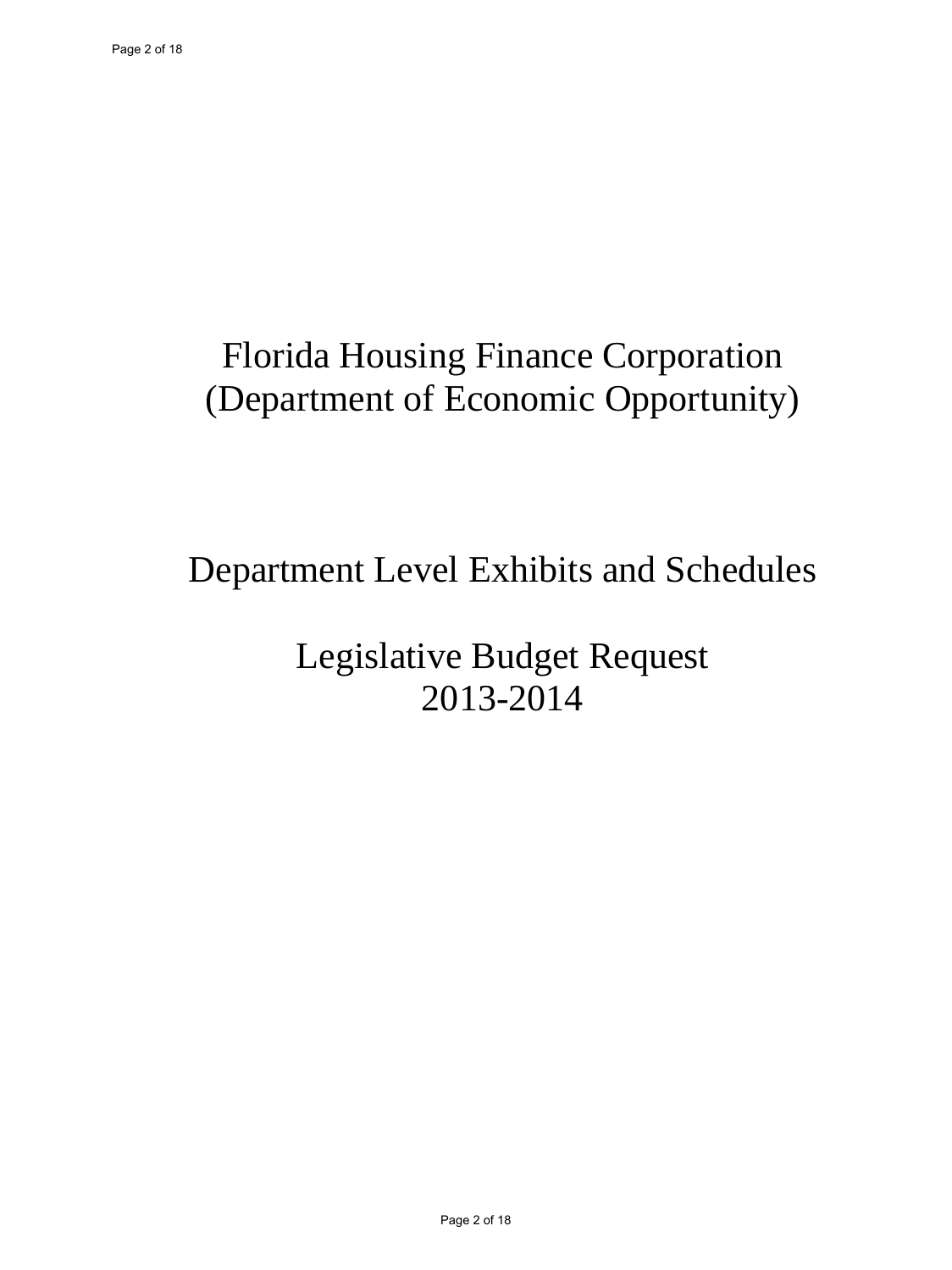# Florida Housing Finance Corporation
# (Department of Economic Opportunity)

## Department Level Exhibits and Schedules

## Legislative Budget Request
## 2013-2014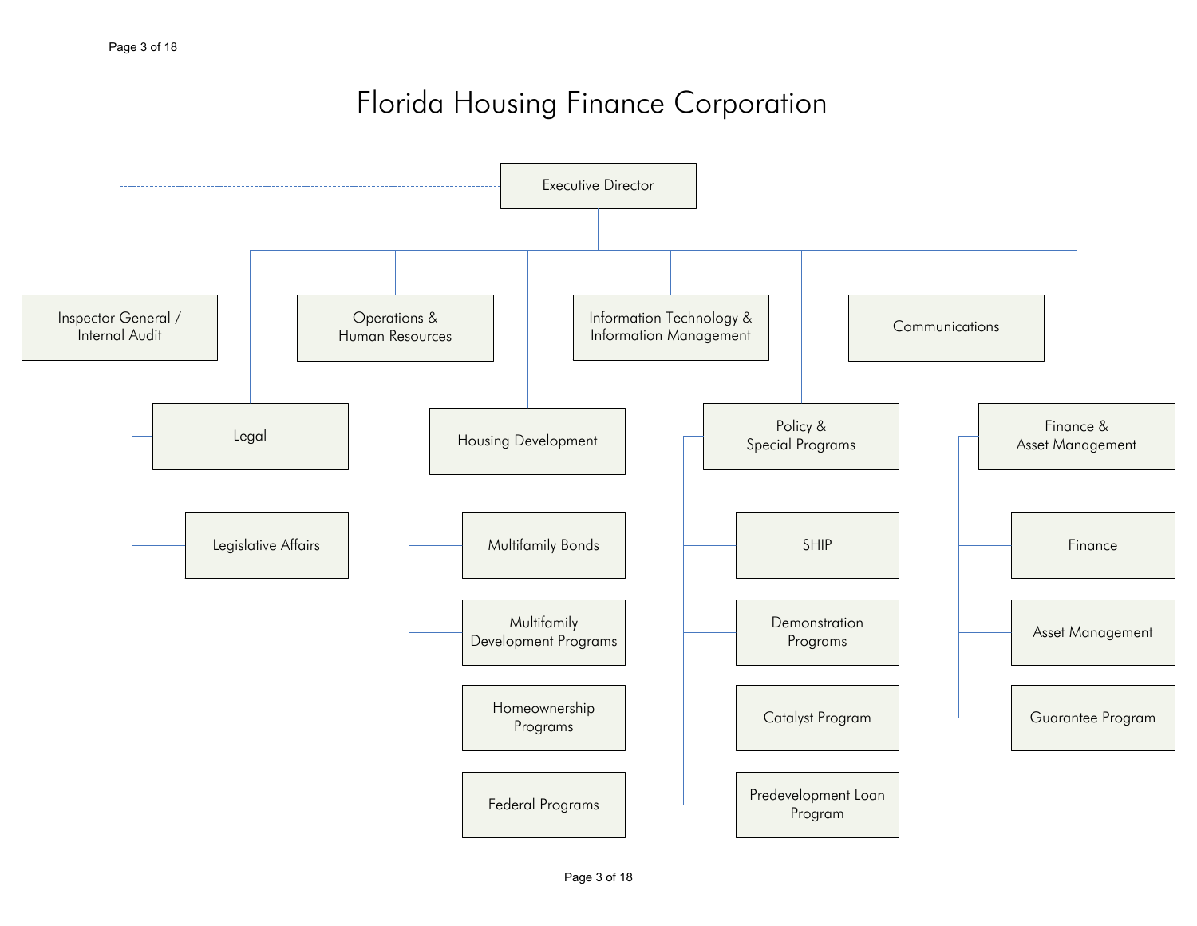# Florida Housing Finance Corporation

- Executive Director
  - Inspector General / Internal Audit
  - Operations & Human Resources
  - Information Technology & Information Management
  - Communications
  - Legal
    - Legislative Affairs
  - Housing Development
    - Multifamily Bonds
    - Multifamily Development Programs
    - Homeownership Programs
    - Federal Programs
  - Policy & Special Programs
    - SHIP
    - Demonstration Programs
    - Catalyst Program
    - Predevelopment Loan Program
  - Finance & Asset Management
    - Finance
    - Asset Management
    - Guarantee Program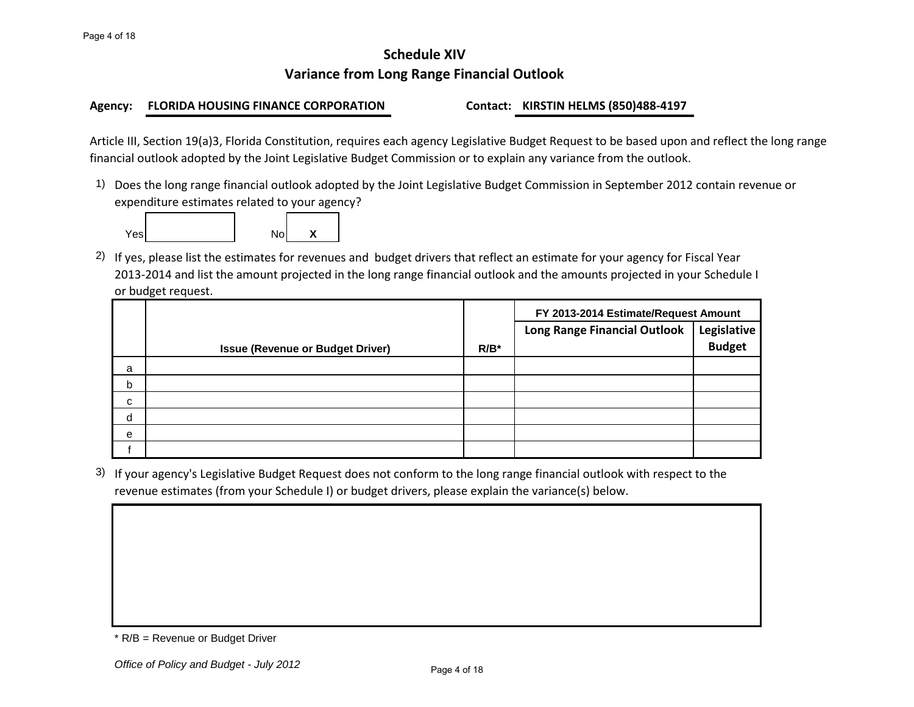# Schedule XIV

## Variance from Long Range Financial Outlook

**Agency: FLORIDA HOUSING FINANCE CORPORATION** **Contact: KIRSTIN HELMS (850)488-4197**

Article III, Section 19(a)3, Florida Constitution, requires each agency Legislative Budget Request to be based upon and reflect the long range financial outlook adopted by the Joint Legislative Budget Commission or to explain any variance from the outlook.

1) Does the long range financial outlook adopted by the Joint Legislative Budget Commission in September 2012 contain revenue or expenditure estimates related to your agency?

Yes [ ] No [ X ]

2) If yes, please list the estimates for revenues and budget drivers that reflect an estimate for your agency for Fiscal Year 2013-2014 and list the amount projected in the long range financial outlook and the amounts projected in your Schedule I or budget request.

| | | | FY 2013-2014 Estimate/Request Amount | |
|---|---|---|---|---|
| | **Issue (Revenue or Budget Driver)** | **R/B*** | **Long Range Financial Outlook** | **Legislative Budget** |
| a | | | | |
| b | | | | |
| c | | | | |
| d | | | | |
| e | | | | |
| f | | | | |

3) If your agency's Legislative Budget Request does not conform to the long range financial outlook with respect to the revenue estimates (from your Schedule I) or budget drivers, please explain the variance(s) below.

| |
|---|
| |

\* R/B = Revenue or Budget Driver

*Office of Policy and Budget - July 2012*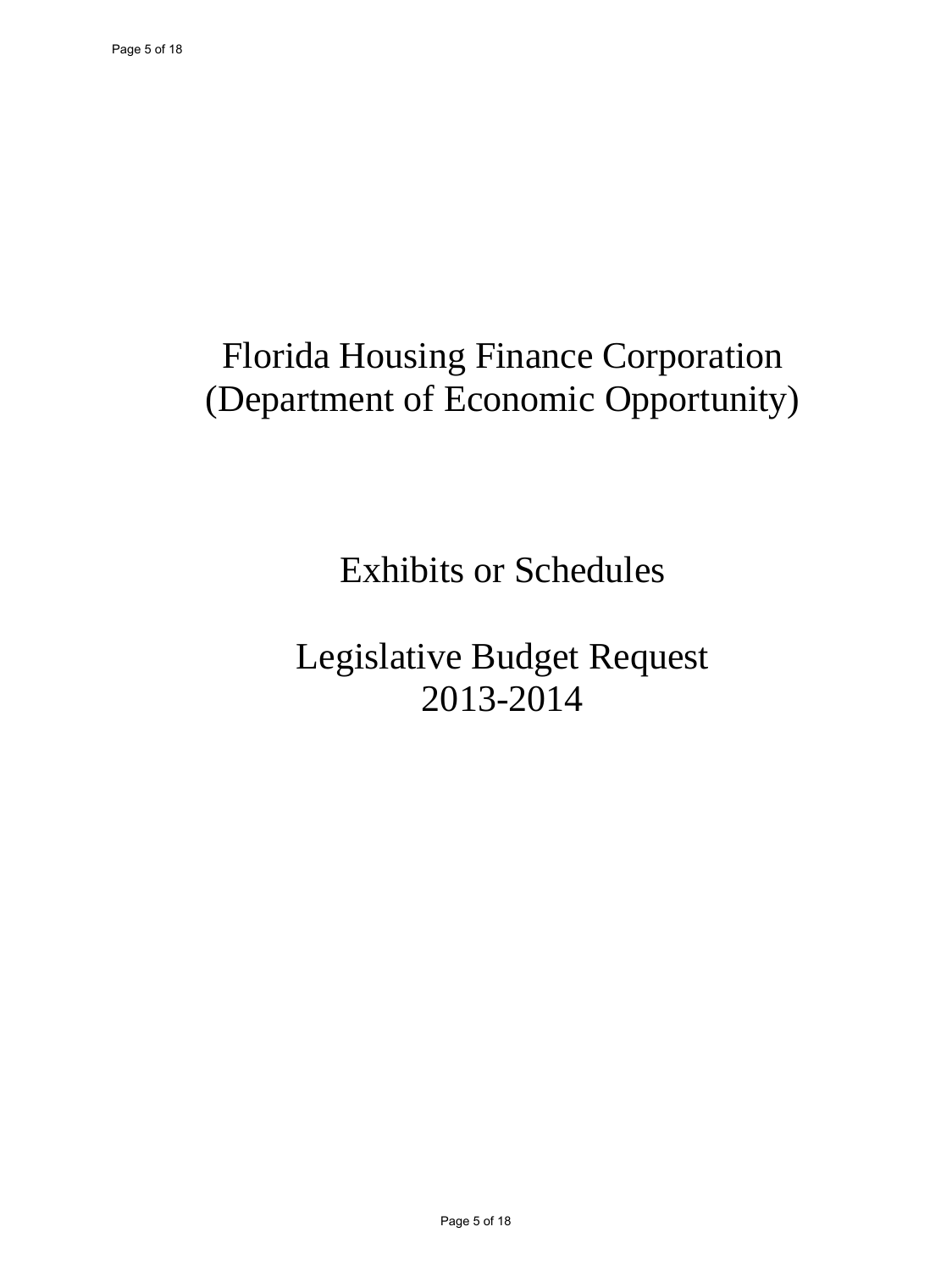# Florida Housing Finance Corporation
# (Department of Economic Opportunity)

## Exhibits or Schedules

## Legislative Budget Request
## 2013-2014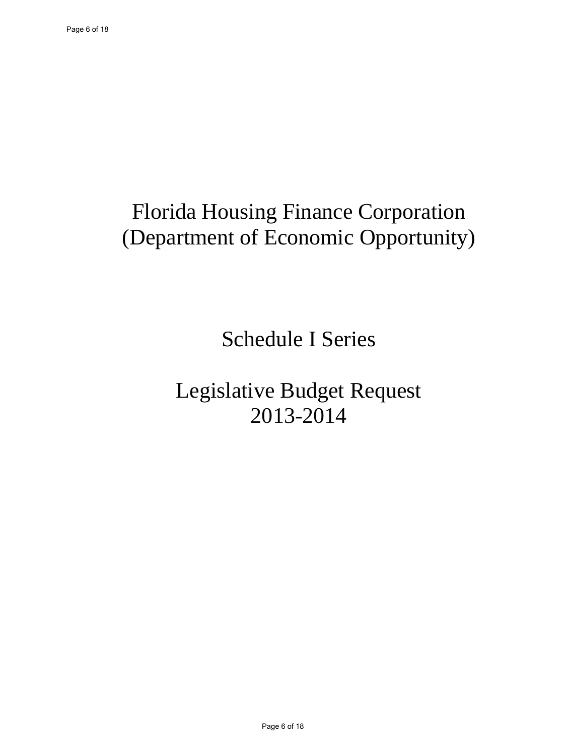# Florida Housing Finance Corporation
# (Department of Economic Opportunity)

## Schedule I Series

## Legislative Budget Request
## 2013-2014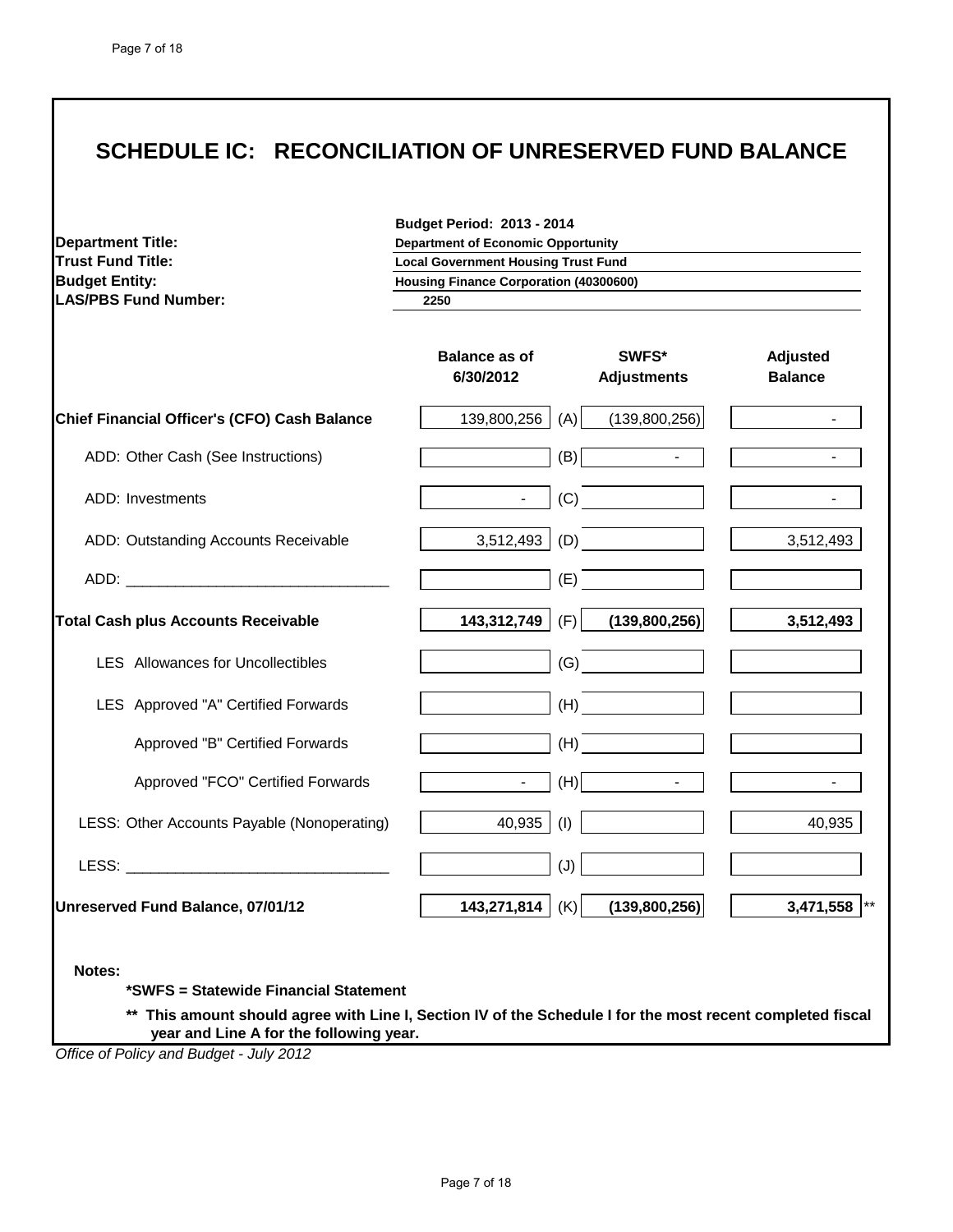# SCHEDULE IC: RECONCILIATION OF UNRESERVED FUND BALANCE

| | |
|---|---|
| | **Budget Period: 2013 - 2014** |
| **Department Title:** | **Department of Economic Opportunity** |
| **Trust Fund Title:** | **Local Government Housing Trust Fund** |
| **Budget Entity:** | **Housing Finance Corporation (40300600)** |
| **LAS/PBS Fund Number:** | **2250** |

| | Balance as of 6/30/2012 | | SWFS* Adjustments | Adjusted Balance |
|---|---|---|---|---|
| **Chief Financial Officer's (CFO) Cash Balance** | 139,800,256 | (A) | (139,800,256) | - |
| ADD: Other Cash (See Instructions) | | (B) | - | - |
| ADD: Investments | - | (C) | | - |
| ADD: Outstanding Accounts Receivable | 3,512,493 | (D) | | 3,512,493 |
| ADD: _______________________________ | | (E) | | |
| **Total Cash plus Accounts Receivable** | **143,312,749** | (F) | **(139,800,256)** | **3,512,493** |
| LES Allowances for Uncollectibles | | (G) | | |
| LES Approved "A" Certified Forwards | | (H) | | |
| Approved "B" Certified Forwards | | (H) | | |
| Approved "FCO" Certified Forwards | - | (H) | - | - |
| LESS: Other Accounts Payable (Nonoperating) | 40,935 | (I) | | 40,935 |
| LESS: _______________________________ | | (J) | | |
| **Unreserved Fund Balance, 07/01/12** | **143,271,814** | (K) | **(139,800,256)** | **3,471,558** ** |

**Notes:**

**\*SWFS = Statewide Financial Statement**

**\*\* This amount should agree with Line I, Section IV of the Schedule I for the most recent completed fiscal year and Line A for the following year.**

*Office of Policy and Budget - July 2012*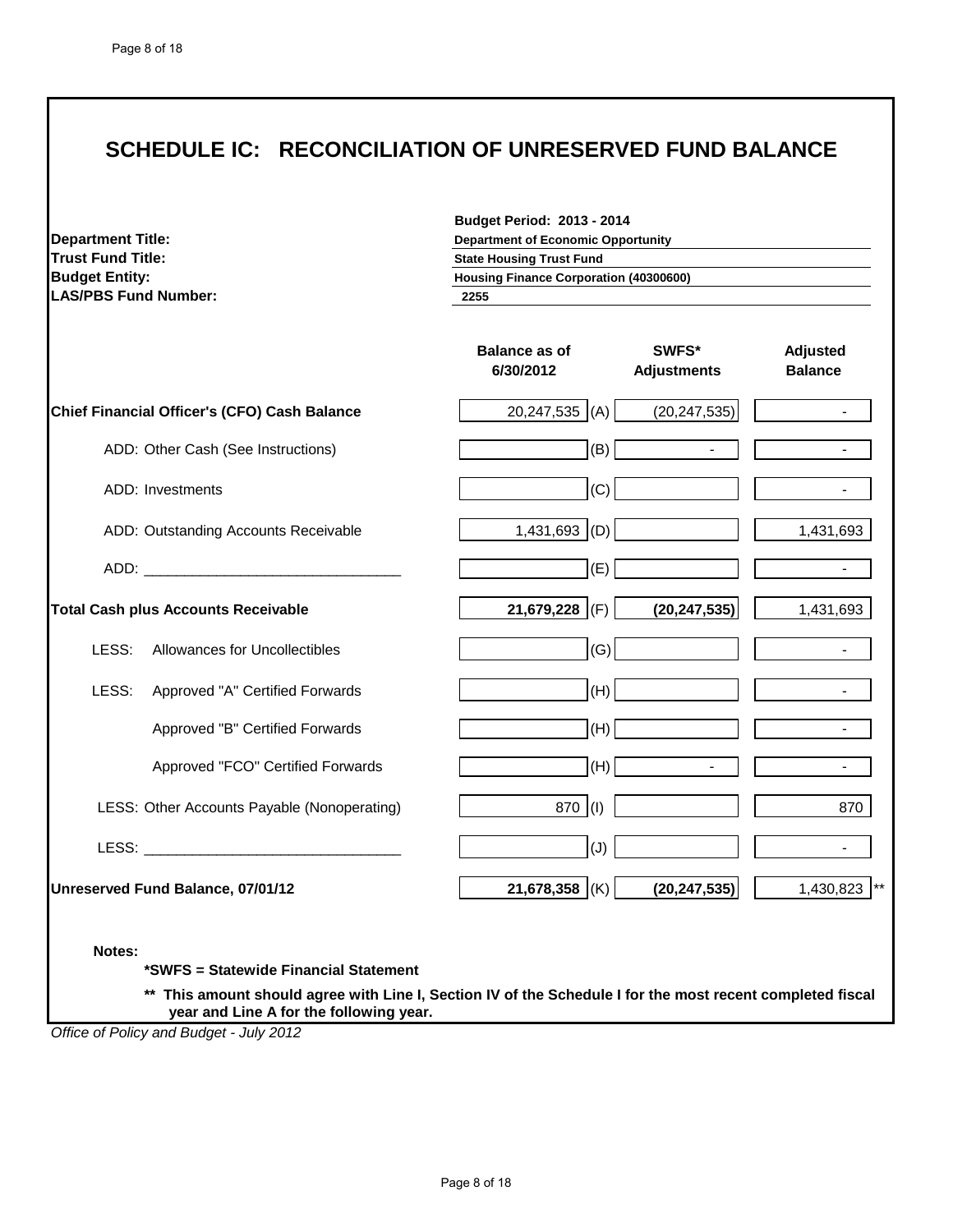# SCHEDULE IC: RECONCILIATION OF UNRESERVED FUND BALANCE

**Budget Period: 2013 - 2014**

| | |
|---|---|
| **Department Title:** | **Department of Economic Opportunity** |
| **Trust Fund Title:** | **State Housing Trust Fund** |
| **Budget Entity:** | **Housing Finance Corporation (40300600)** |
| **LAS/PBS Fund Number:** | **2255** |

| | Balance as of 6/30/2012 | | SWFS* Adjustments | Adjusted Balance |
|---|---|---|---|---|
| **Chief Financial Officer's (CFO) Cash Balance** | 20,247,535 | (A) | (20,247,535) | - |
| ADD: Other Cash (See Instructions) | | (B) | - | - |
| ADD: Investments | | (C) | | - |
| ADD: Outstanding Accounts Receivable | 1,431,693 | (D) | | 1,431,693 |
| ADD: _______________________________ | | (E) | | - |
| **Total Cash plus Accounts Receivable** | **21,679,228** | (F) | **(20,247,535)** | 1,431,693 |
| LESS: Allowances for Uncollectibles | | (G) | | - |
| LESS: Approved "A" Certified Forwards | | (H) | | - |
| Approved "B" Certified Forwards | | (H) | | - |
| Approved "FCO" Certified Forwards | | (H) | - | - |
| LESS: Other Accounts Payable (Nonoperating) | 870 | (I) | | 870 |
| LESS: _______________________________ | | (J) | | - |
| **Unreserved Fund Balance, 07/01/12** | **21,678,358** | (K) | **(20,247,535)** | 1,430,823 ** |

**Notes:**

**\*SWFS = Statewide Financial Statement**

**\*\* This amount should agree with Line I, Section IV of the Schedule I for the most recent completed fiscal year and Line A for the following year.**

*Office of Policy and Budget - July 2012*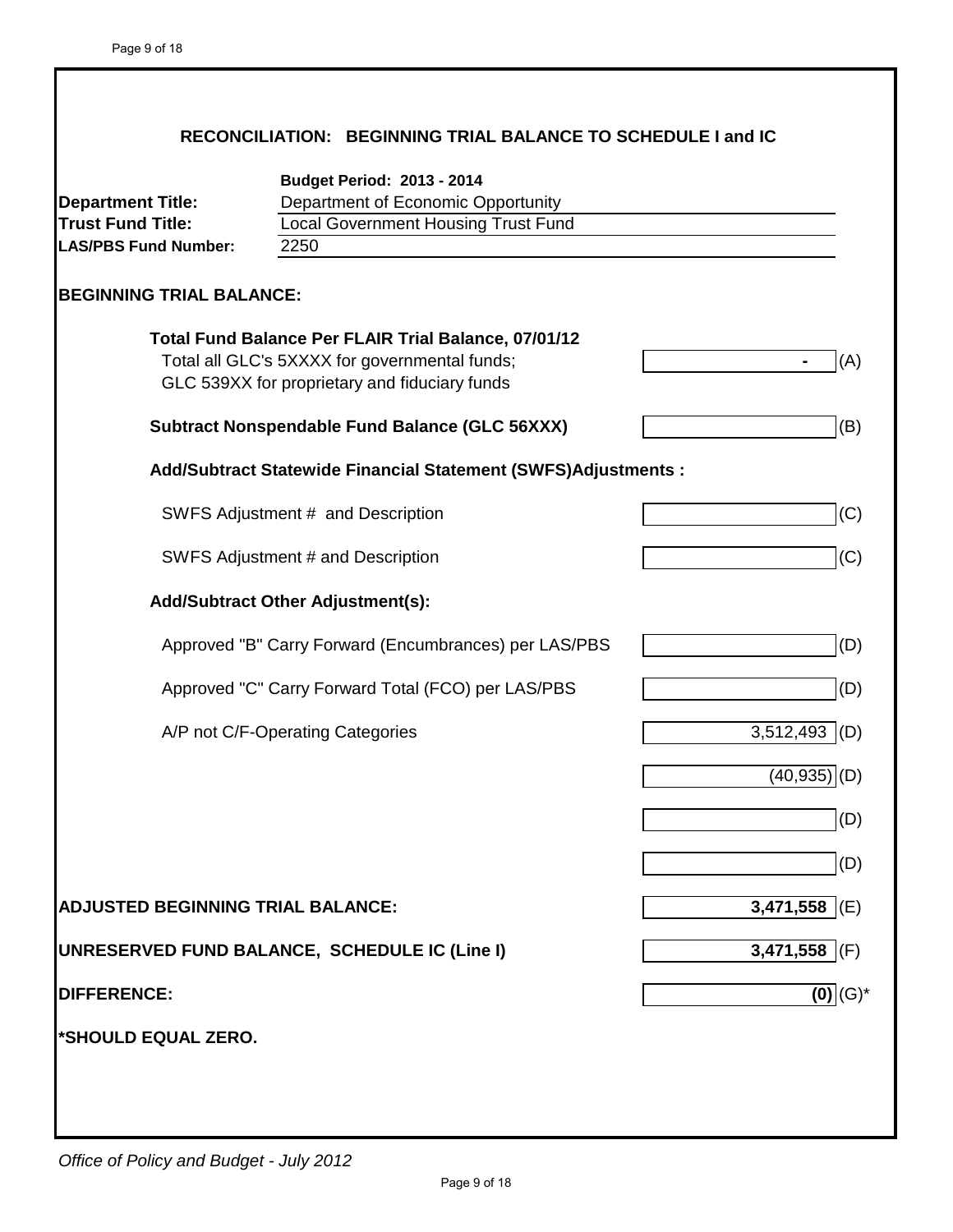## RECONCILIATION: BEGINNING TRIAL BALANCE TO SCHEDULE I and IC

**Budget Period: 2013 - 2014**

| | |
|---|---|
| **Department Title:** | Department of Economic Opportunity |
| **Trust Fund Title:** | Local Government Housing Trust Fund |
| **LAS/PBS Fund Number:** | 2250 |

### BEGINNING TRIAL BALANCE:

| | | |
|---|---|---|
| **Total Fund Balance Per FLAIR Trial Balance, 07/01/12** | | |
| Total all GLC's 5XXXX for governmental funds; GLC 539XX for proprietary and fiduciary funds | - | (A) |
| **Subtract Nonspendable Fund Balance (GLC 56XXX)** | | (B) |
| **Add/Subtract Statewide Financial Statement (SWFS)Adjustments :** | | |
| SWFS Adjustment # and Description | | (C) |
| SWFS Adjustment # and Description | | (C) |
| **Add/Subtract Other Adjustment(s):** | | |
| Approved "B" Carry Forward (Encumbrances) per LAS/PBS | | (D) |
| Approved "C" Carry Forward Total (FCO) per LAS/PBS | | (D) |
| A/P not C/F-Operating Categories | 3,512,493 | (D) |
| | (40,935) | (D) |
| | | (D) |
| | | (D) |
| **ADJUSTED BEGINNING TRIAL BALANCE:** | **3,471,558** | (E) |
| **UNRESERVED FUND BALANCE, SCHEDULE IC (Line I)** | **3,471,558** | (F) |
| **DIFFERENCE:** | **(0)** | (G)* |

**\*SHOULD EQUAL ZERO.**

*Office of Policy and Budget - July 2012*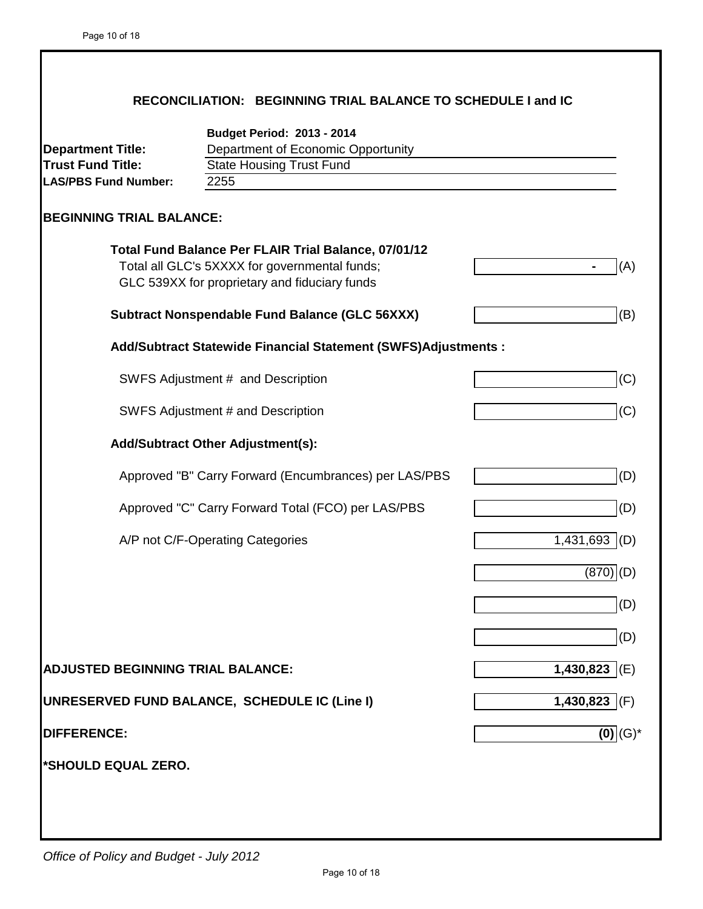## RECONCILIATION: BEGINNING TRIAL BALANCE TO SCHEDULE I and IC

**Budget Period: 2013 - 2014**

**Department Title:** Department of Economic Opportunity
**Trust Fund Title:** State Housing Trust Fund
**LAS/PBS Fund Number:** 2255

### BEGINNING TRIAL BALANCE:

| | | |
|---|---|---|
| **Total Fund Balance Per FLAIR Trial Balance, 07/01/12**<br>Total all GLC's 5XXXX for governmental funds;<br>GLC 539XX for proprietary and fiduciary funds | - | (A) |
| **Subtract Nonspendable Fund Balance (GLC 56XXX)** | | (B) |
| **Add/Subtract Statewide Financial Statement (SWFS)Adjustments :** | | |
| SWFS Adjustment # and Description | | (C) |
| SWFS Adjustment # and Description | | (C) |
| **Add/Subtract Other Adjustment(s):** | | |
| Approved "B" Carry Forward (Encumbrances) per LAS/PBS | | (D) |
| Approved "C" Carry Forward Total (FCO) per LAS/PBS | | (D) |
| A/P not C/F-Operating Categories | 1,431,693 | (D) |
| | (870) | (D) |
| | | (D) |
| | | (D) |
| **ADJUSTED BEGINNING TRIAL BALANCE:** | **1,430,823** | (E) |
| **UNRESERVED FUND BALANCE, SCHEDULE IC (Line I)** | **1,430,823** | (F) |
| **DIFFERENCE:** | **(0)** | (G)* |

***SHOULD EQUAL ZERO.**

*Office of Policy and Budget - July 2012*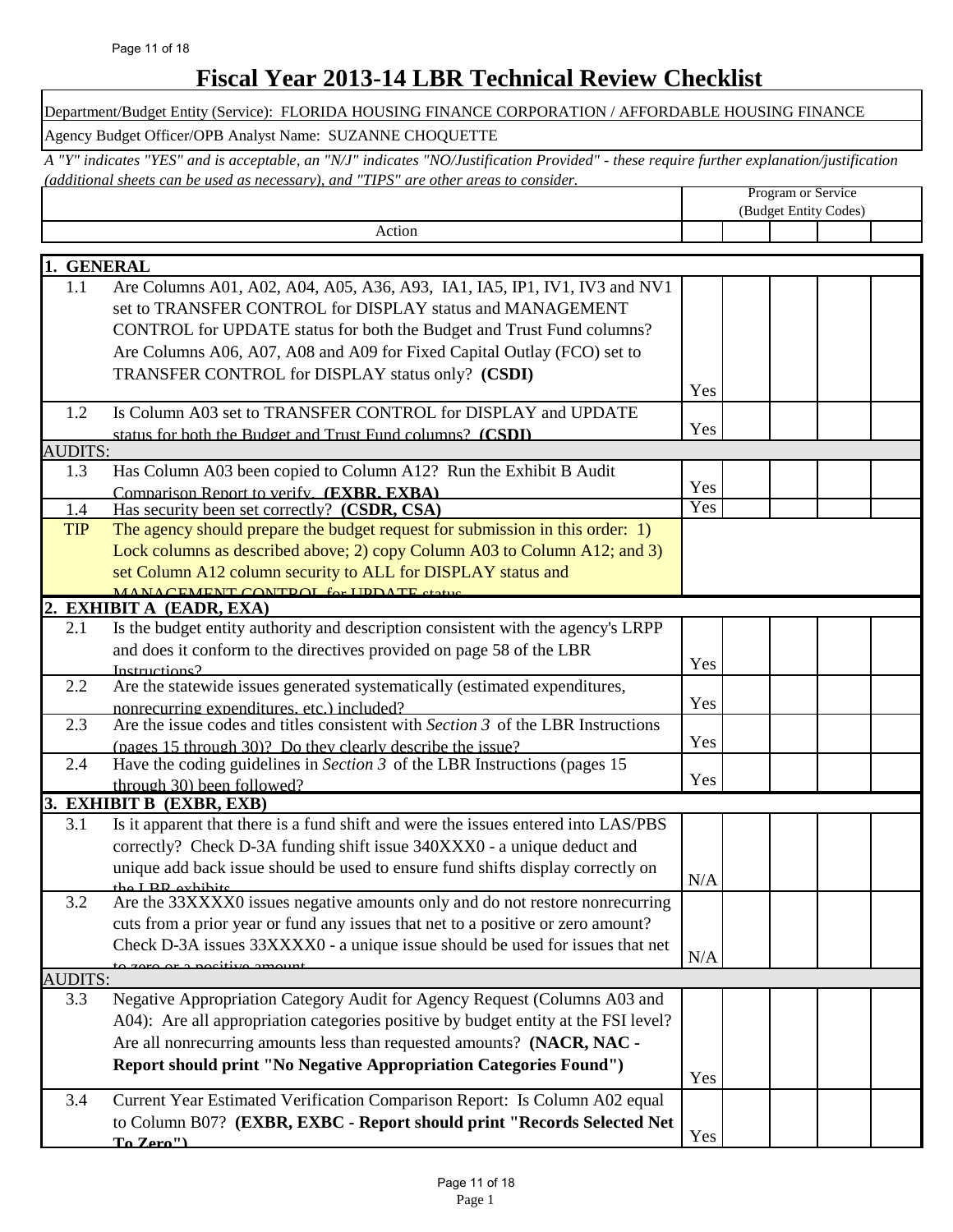# Fiscal Year 2013-14 LBR Technical Review Checklist

Department/Budget Entity (Service): FLORIDA HOUSING FINANCE CORPORATION / AFFORDABLE HOUSING FINANCE

Agency Budget Officer/OPB Analyst Name: SUZANNE CHOQUETTE

*A "Y" indicates "YES" and is acceptable, an "N/J" indicates "NO/Justification Provided" - these require further explanation/justification (additional sheets can be used as necessary), and "TIPS" are other areas to consider.*

| | Action | Program or Service (Budget Entity Codes) | | | | |
|---|---|---|---|---|---|---|
| **1. GENERAL** | | | | | | |
| 1.1 | Are Columns A01, A02, A04, A05, A36, A93, IA1, IA5, IP1, IV1, IV3 and NV1 set to TRANSFER CONTROL for DISPLAY status and MANAGEMENT CONTROL for UPDATE status for both the Budget and Trust Fund columns? Are Columns A06, A07, A08 and A09 for Fixed Capital Outlay (FCO) set to TRANSFER CONTROL for DISPLAY status only? **(CSDI)** | Yes | | | | |
| 1.2 | Is Column A03 set to TRANSFER CONTROL for DISPLAY and UPDATE status for both the Budget and Trust Fund columns? **(CSDI)** | Yes | | | | |
| AUDITS: | | | | | | |
| 1.3 | Has Column A03 been copied to Column A12? Run the Exhibit B Audit Comparison Report to verify. **(EXBR, EXBA)** | Yes | | | | |
| 1.4 | Has security been set correctly? **(CSDR, CSA)** | Yes | | | | |
| TIP | The agency should prepare the budget request for submission in this order: 1) Lock columns as described above; 2) copy Column A03 to Column A12; and 3) set Column A12 column security to ALL for DISPLAY status and MANAGEMENT CONTROL for UPDATE status. | | | | | |
| **2. EXHIBIT A (EADR, EXA)** | | | | | | |
| 2.1 | Is the budget entity authority and description consistent with the agency's LRPP and does it conform to the directives provided on page 58 of the LBR Instructions? | Yes | | | | |
| 2.2 | Are the statewide issues generated systematically (estimated expenditures, nonrecurring expenditures, etc.) included? | Yes | | | | |
| 2.3 | Are the issue codes and titles consistent with *Section 3* of the LBR Instructions (pages 15 through 30)? Do they clearly describe the issue? | Yes | | | | |
| 2.4 | Have the coding guidelines in *Section 3* of the LBR Instructions (pages 15 through 30) been followed? | Yes | | | | |
| **3. EXHIBIT B (EXBR, EXB)** | | | | | | |
| 3.1 | Is it apparent that there is a fund shift and were the issues entered into LAS/PBS correctly? Check D-3A funding shift issue 340XXX0 - a unique deduct and unique add back issue should be used to ensure fund shifts display correctly on the LBR exhibits. | N/A | | | | |
| 3.2 | Are the 33XXXX0 issues negative amounts only and do not restore nonrecurring cuts from a prior year or fund any issues that net to a positive or zero amount? Check D-3A issues 33XXXX0 - a unique issue should be used for issues that net to zero or a positive amount. | N/A | | | | |
| AUDITS: | | | | | | |
| 3.3 | Negative Appropriation Category Audit for Agency Request (Columns A03 and A04): Are all appropriation categories positive by budget entity at the FSI level? Are all nonrecurring amounts less than requested amounts? **(NACR, NAC - Report should print "No Negative Appropriation Categories Found")** | Yes | | | | |
| 3.4 | Current Year Estimated Verification Comparison Report: Is Column A02 equal to Column B07? **(EXBR, EXBC - Report should print "Records Selected Net To Zero")** | Yes | | | | |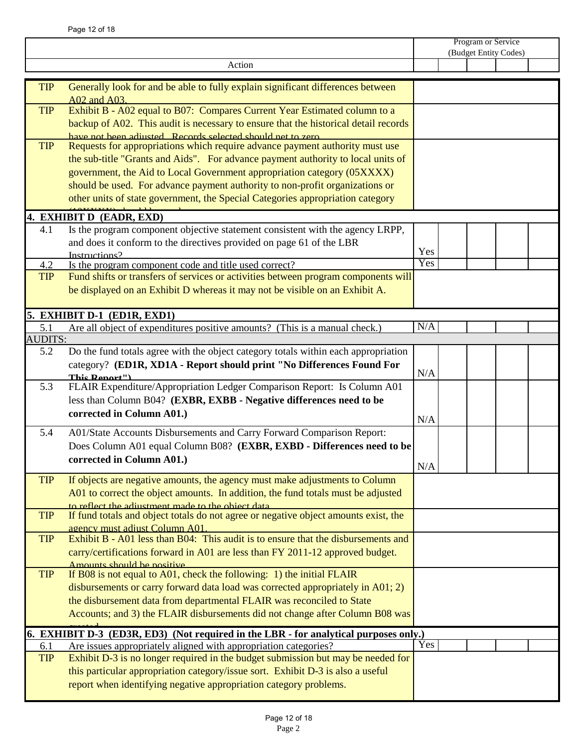| | Action | Program or Service (Budget Entity Codes) | | | | |
|---|---|---|---|---|---|---|
| TIP | Generally look for and be able to fully explain significant differences between A02 and A03. | | | | | |
| TIP | Exhibit B - A02 equal to B07: Compares Current Year Estimated column to a backup of A02. This audit is necessary to ensure that the historical detail records have not been adjusted. Records selected should net to zero. | | | | | |
| TIP | Requests for appropriations which require advance payment authority must use the sub-title "Grants and Aids". For advance payment authority to local units of government, the Aid to Local Government appropriation category (05XXXX) should be used. For advance payment authority to non-profit organizations or other units of state government, the Special Categories appropriation category (10XXXX) should be used. | | | | | |
| **4.** | **EXHIBIT D (EADR, EXD)** | | | | | |
| 4.1 | Is the program component objective statement consistent with the agency LRPP, and does it conform to the directives provided on page 61 of the LBR Instructions? | Yes | | | | |
| 4.2 | Is the program component code and title used correct? | Yes | | | | |
| TIP | Fund shifts or transfers of services or activities between program components will be displayed on an Exhibit D whereas it may not be visible on an Exhibit A. | | | | | |
| **5.** | **EXHIBIT D-1 (ED1R, EXD1)** | | | | | |
| 5.1 | Are all object of expenditures positive amounts? (This is a manual check.) | N/A | | | | |
| AUDITS: | | | | | | |
| 5.2 | Do the fund totals agree with the object category totals within each appropriation category? **(ED1R, XD1A - Report should print "No Differences Found For This Report")** | N/A | | | | |
| 5.3 | FLAIR Expenditure/Appropriation Ledger Comparison Report: Is Column A01 less than Column B04? **(EXBR, EXBB - Negative differences need to be corrected in Column A01.)** | N/A | | | | |
| 5.4 | A01/State Accounts Disbursements and Carry Forward Comparison Report: Does Column A01 equal Column B08? **(EXBR, EXBD - Differences need to be corrected in Column A01.)** | N/A | | | | |
| TIP | If objects are negative amounts, the agency must make adjustments to Column A01 to correct the object amounts. In addition, the fund totals must be adjusted to reflect the adjustment made to the object data. | | | | | |
| TIP | If fund totals and object totals do not agree or negative object amounts exist, the agency must adjust Column A01. | | | | | |
| TIP | Exhibit B - A01 less than B04: This audit is to ensure that the disbursements and carry/certifications forward in A01 are less than FY 2011-12 approved budget. Amounts should be positive. | | | | | |
| TIP | If B08 is not equal to A01, check the following: 1) the initial FLAIR disbursements or carry forward data load was corrected appropriately in A01; 2) the disbursement data from departmental FLAIR was reconciled to State Accounts; and 3) the FLAIR disbursements did not change after Column B08 was created. | | | | | |
| **6.** | **EXHIBIT D-3 (ED3R, ED3) (Not required in the LBR - for analytical purposes only.)** | | | | | |
| 6.1 | Are issues appropriately aligned with appropriation categories? | Yes | | | | |
| TIP | Exhibit D-3 is no longer required in the budget submission but may be needed for this particular appropriation category/issue sort. Exhibit D-3 is also a useful report when identifying negative appropriation category problems. | | | | | |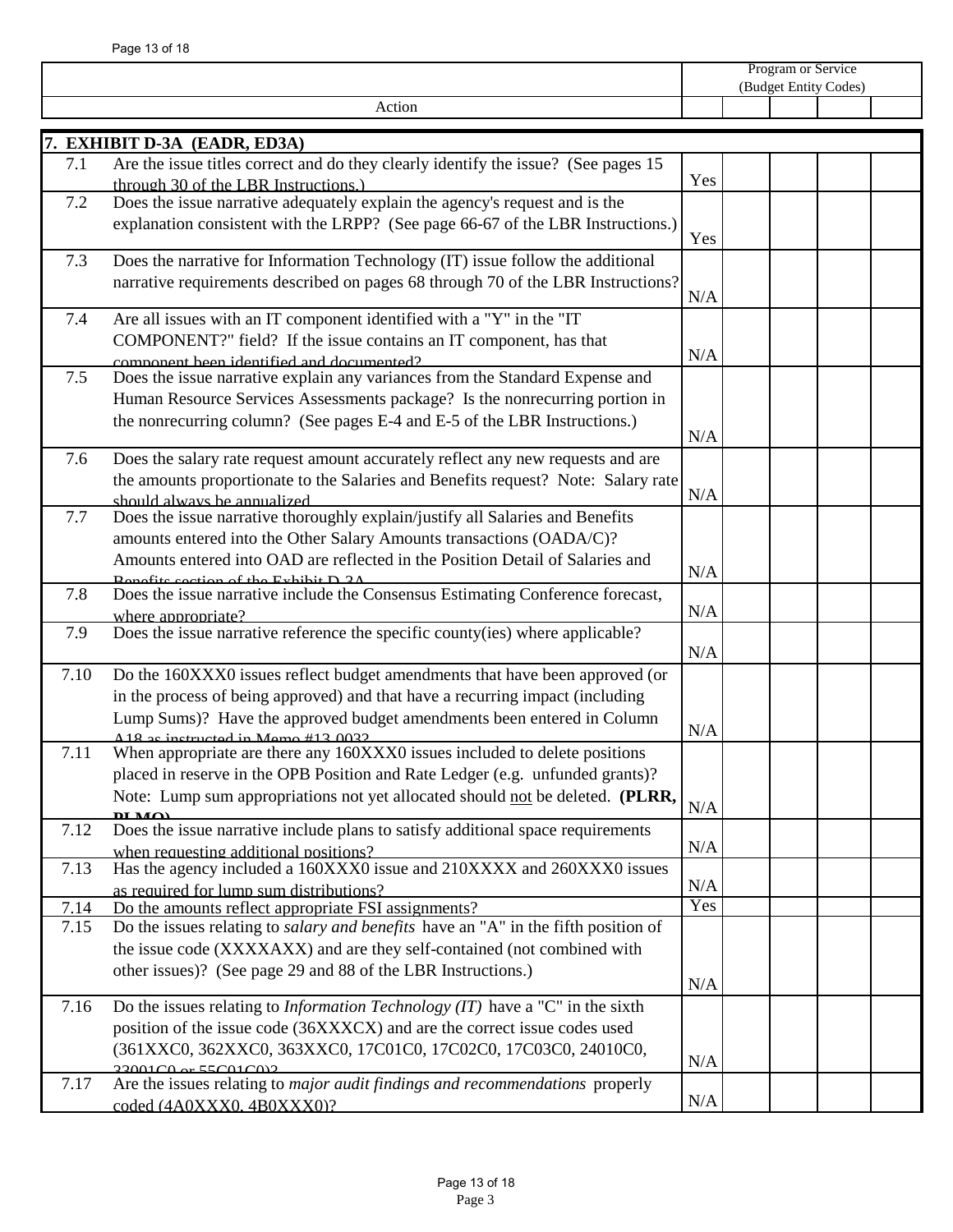| | Action | Program or Service (Budget Entity Codes) | | | | |
|---|---|---|---|---|---|---|
| **7. EXHIBIT D-3A (EADR, ED3A)** | | | | | | |
| 7.1 | Are the issue titles correct and do they clearly identify the issue? (See pages 15 through 30 of the LBR Instructions.) | Yes | | | | |
| 7.2 | Does the issue narrative adequately explain the agency's request and is the explanation consistent with the LRPP? (See page 66-67 of the LBR Instructions.) | Yes | | | | |
| 7.3 | Does the narrative for Information Technology (IT) issue follow the additional narrative requirements described on pages 68 through 70 of the LBR Instructions? | N/A | | | | |
| 7.4 | Are all issues with an IT component identified with a "Y" in the "IT COMPONENT?" field? If the issue contains an IT component, has that component been identified and documented? | N/A | | | | |
| 7.5 | Does the issue narrative explain any variances from the Standard Expense and Human Resource Services Assessments package? Is the nonrecurring portion in the nonrecurring column? (See pages E-4 and E-5 of the LBR Instructions.) | N/A | | | | |
| 7.6 | Does the salary rate request amount accurately reflect any new requests and are the amounts proportionate to the Salaries and Benefits request? Note: Salary rate should always be annualized. | N/A | | | | |
| 7.7 | Does the issue narrative thoroughly explain/justify all Salaries and Benefits amounts entered into the Other Salary Amounts transactions (OADA/C)? Amounts entered into OAD are reflected in the Position Detail of Salaries and Benefits section of the Exhibit D-3A. | N/A | | | | |
| 7.8 | Does the issue narrative include the Consensus Estimating Conference forecast, where appropriate? | N/A | | | | |
| 7.9 | Does the issue narrative reference the specific county(ies) where applicable? | N/A | | | | |
| 7.10 | Do the 160XXX0 issues reflect budget amendments that have been approved (or in the process of being approved) and that have a recurring impact (including Lump Sums)? Have the approved budget amendments been entered in Column A18 as instructed in Memo #13-003? | N/A | | | | |
| 7.11 | When appropriate are there any 160XXX0 issues included to delete positions placed in reserve in the OPB Position and Rate Ledger (e.g. unfunded grants)? Note: Lump sum appropriations not yet allocated should <u>not</u> be deleted. **(PLRR, PLMO)** | N/A | | | | |
| 7.12 | Does the issue narrative include plans to satisfy additional space requirements when requesting additional positions? | N/A | | | | |
| 7.13 | Has the agency included a 160XXX0 issue and 210XXXX and 260XXX0 issues as required for lump sum distributions? | N/A | | | | |
| 7.14 | Do the amounts reflect appropriate FSI assignments? | Yes | | | | |
| 7.15 | Do the issues relating to *salary and benefits* have an "A" in the fifth position of the issue code (XXXXAXX) and are they self-contained (not combined with other issues)? (See page 29 and 88 of the LBR Instructions.) | N/A | | | | |
| 7.16 | Do the issues relating to *Information Technology (IT)* have a "C" in the sixth position of the issue code (36XXXCX) and are the correct issue codes used (361XXC0, 362XXC0, 363XXC0, 17C01C0, 17C02C0, 17C03C0, 24010C0, 33001C0 or 55C01C0)? | N/A | | | | |
| 7.17 | Are the issues relating to *major audit findings and recommendations* properly coded (4A0XXX0, 4B0XXX0)? | N/A | | | | |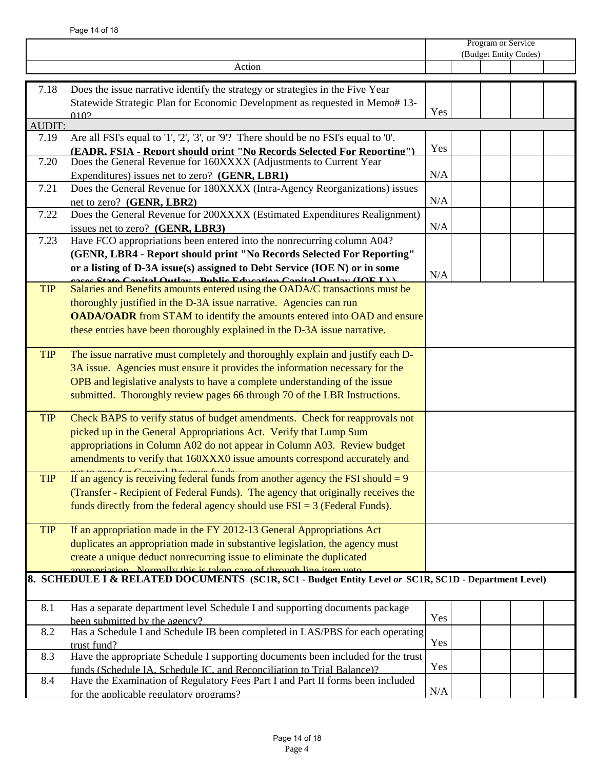| | Action | Program or Service (Budget Entity Codes) | | | | |
|---|---|---|---|---|---|---|
| 7.18 | Does the issue narrative identify the strategy or strategies in the Five Year Statewide Strategic Plan for Economic Development as requested in Memo# 13-010? | Yes | | | | |
| AUDIT: | | | | | | |
| 7.19 | Are all FSI's equal to '1', '2', '3', or '9'? There should be no FSI's equal to '0'. **(EADR, FSIA - Report should print "No Records Selected For Reporting")** | Yes | | | | |
| 7.20 | Does the General Revenue for 160XXXX (Adjustments to Current Year Expenditures) issues net to zero? **(GENR, LBR1)** | N/A | | | | |
| 7.21 | Does the General Revenue for 180XXXX (Intra-Agency Reorganizations) issues net to zero? **(GENR, LBR2)** | N/A | | | | |
| 7.22 | Does the General Revenue for 200XXXX (Estimated Expenditures Realignment) issues net to zero? **(GENR, LBR3)** | N/A | | | | |
| 7.23 | Have FCO appropriations been entered into the nonrecurring column A04? **(GENR, LBR4 - Report should print "No Records Selected For Reporting" or a listing of D-3A issue(s) assigned to Debt Service (IOE N) or in some cases State Capital Outlay - Public Education Capital Outlay (IOE L))** | N/A | | | | |
| TIP | Salaries and Benefits amounts entered using the OADA/C transactions must be thoroughly justified in the D-3A issue narrative. Agencies can run **OADA/OADR** from STAM to identify the amounts entered into OAD and ensure these entries have been thoroughly explained in the D-3A issue narrative. | | | | | |
| TIP | The issue narrative must completely and thoroughly explain and justify each D-3A issue. Agencies must ensure it provides the information necessary for the OPB and legislative analysts to have a complete understanding of the issue submitted. Thoroughly review pages 66 through 70 of the LBR Instructions. | | | | | |
| TIP | Check BAPS to verify status of budget amendments. Check for reapprovals not picked up in the General Appropriations Act. Verify that Lump Sum appropriations in Column A02 do not appear in Column A03. Review budget amendments to verify that 160XXX0 issue amounts correspond accurately and net to zero for General Revenue funds. | | | | | |
| TIP | If an agency is receiving federal funds from another agency the FSI should = 9 (Transfer - Recipient of Federal Funds). The agency that originally receives the funds directly from the federal agency should use FSI = 3 (Federal Funds). | | | | | |
| TIP | If an appropriation made in the FY 2012-13 General Appropriations Act duplicates an appropriation made in substantive legislation, the agency must create a unique deduct nonrecurring issue to eliminate the duplicated appropriation. Normally this is taken care of through line item veto. | | | | | |
| **8. SCHEDULE I & RELATED DOCUMENTS (SC1R, SC1 - Budget Entity Level *or* SC1R, SC1D - Department Level)** | | | | | | |
| 8.1 | Has a separate department level Schedule I and supporting documents package been submitted by the agency? | Yes | | | | |
| 8.2 | Has a Schedule I and Schedule IB been completed in LAS/PBS for each operating trust fund? | Yes | | | | |
| 8.3 | Have the appropriate Schedule I supporting documents been included for the trust funds (Schedule IA, Schedule IC, and Reconciliation to Trial Balance)? | Yes | | | | |
| 8.4 | Have the Examination of Regulatory Fees Part I and Part II forms been included for the applicable regulatory programs? | N/A | | | | |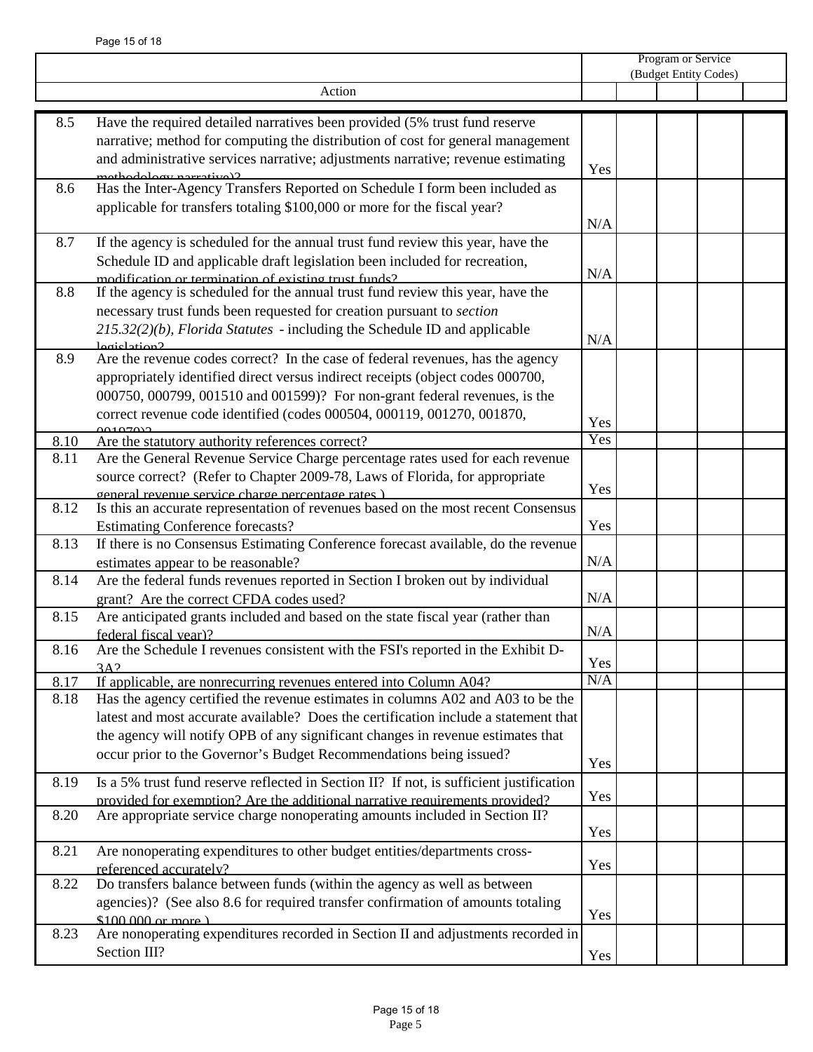| | Action | Program or Service (Budget Entity Codes) | | | | |
|---|---|---|---|---|---|---|
| 8.5 | Have the required detailed narratives been provided (5% trust fund reserve narrative; method for computing the distribution of cost for general management and administrative services narrative; adjustments narrative; revenue estimating methodology narrative)? | Yes | | | | |
| 8.6 | Has the Inter-Agency Transfers Reported on Schedule I form been included as applicable for transfers totaling $100,000 or more for the fiscal year? | N/A | | | | |
| 8.7 | If the agency is scheduled for the annual trust fund review this year, have the Schedule ID and applicable draft legislation been included for recreation, modification or termination of existing trust funds? | N/A | | | | |
| 8.8 | If the agency is scheduled for the annual trust fund review this year, have the necessary trust funds been requested for creation pursuant to *section 215.32(2)(b), Florida Statutes* - including the Schedule ID and applicable legislation? | N/A | | | | |
| 8.9 | Are the revenue codes correct? In the case of federal revenues, has the agency appropriately identified direct versus indirect receipts (object codes 000700, 000750, 000799, 001510 and 001599)? For non-grant federal revenues, is the correct revenue code identified (codes 000504, 000119, 001270, 001870, 001970)? | Yes | | | | |
| 8.10 | Are the statutory authority references correct? | Yes | | | | |
| 8.11 | Are the General Revenue Service Charge percentage rates used for each revenue source correct? (Refer to Chapter 2009-78, Laws of Florida, for appropriate general revenue service charge percentage rates.) | Yes | | | | |
| 8.12 | Is this an accurate representation of revenues based on the most recent Consensus Estimating Conference forecasts? | Yes | | | | |
| 8.13 | If there is no Consensus Estimating Conference forecast available, do the revenue estimates appear to be reasonable? | N/A | | | | |
| 8.14 | Are the federal funds revenues reported in Section I broken out by individual grant? Are the correct CFDA codes used? | N/A | | | | |
| 8.15 | Are anticipated grants included and based on the state fiscal year (rather than federal fiscal year)? | N/A | | | | |
| 8.16 | Are the Schedule I revenues consistent with the FSI's reported in the Exhibit D-3A? | Yes | | | | |
| 8.17 | If applicable, are nonrecurring revenues entered into Column A04? | N/A | | | | |
| 8.18 | Has the agency certified the revenue estimates in columns A02 and A03 to be the latest and most accurate available? Does the certification include a statement that the agency will notify OPB of any significant changes in revenue estimates that occur prior to the Governor's Budget Recommendations being issued? | Yes | | | | |
| 8.19 | Is a 5% trust fund reserve reflected in Section II? If not, is sufficient justification provided for exemption? Are the additional narrative requirements provided? | Yes | | | | |
| 8.20 | Are appropriate service charge nonoperating amounts included in Section II? | Yes | | | | |
| 8.21 | Are nonoperating expenditures to other budget entities/departments cross-referenced accurately? | Yes | | | | |
| 8.22 | Do transfers balance between funds (within the agency as well as between agencies)? (See also 8.6 for required transfer confirmation of amounts totaling $100,000 or more.) | Yes | | | | |
| 8.23 | Are nonoperating expenditures recorded in Section II and adjustments recorded in Section III? | Yes | | | | |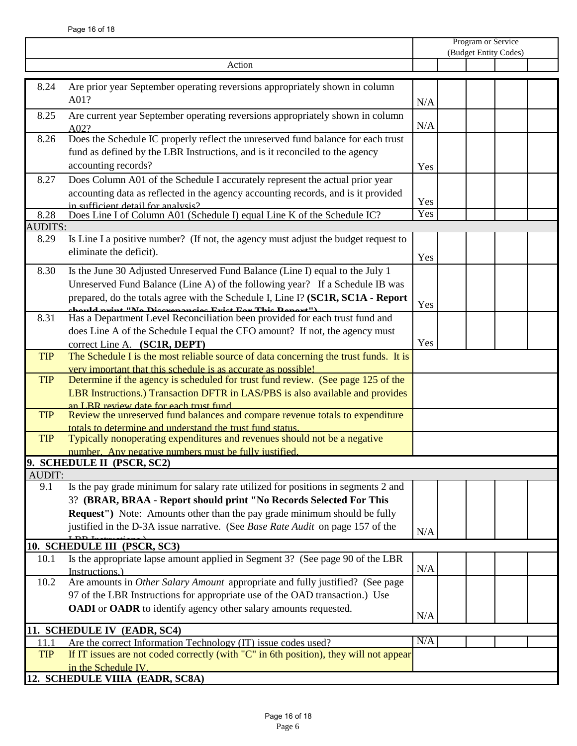| | Action | Program or Service (Budget Entity Codes) | | | | |
|---|---|---|---|---|---|---|
| 8.24 | Are prior year September operating reversions appropriately shown in column A01? | N/A | | | | |
| 8.25 | Are current year September operating reversions appropriately shown in column A02? | N/A | | | | |
| 8.26 | Does the Schedule IC properly reflect the unreserved fund balance for each trust fund as defined by the LBR Instructions, and is it reconciled to the agency accounting records? | Yes | | | | |
| 8.27 | Does Column A01 of the Schedule I accurately represent the actual prior year accounting data as reflected in the agency accounting records, and is it provided in sufficient detail for analysis? | Yes | | | | |
| 8.28 | Does Line I of Column A01 (Schedule I) equal Line K of the Schedule IC? | Yes | | | | |
| AUDITS: | | | | | | |
| 8.29 | Is Line I a positive number? (If not, the agency must adjust the budget request to eliminate the deficit). | Yes | | | | |
| 8.30 | Is the June 30 Adjusted Unreserved Fund Balance (Line I) equal to the July 1 Unreserved Fund Balance (Line A) of the following year? If a Schedule IB was prepared, do the totals agree with the Schedule I, Line I? **(SC1R, SC1A - Report should print "No Discrepancies Exist For This Report")** | Yes | | | | |
| 8.31 | Has a Department Level Reconciliation been provided for each trust fund and does Line A of the Schedule I equal the CFO amount? If not, the agency must correct Line A. **(SC1R, DEPT)** | Yes | | | | |
| TIP | The Schedule I is the most reliable source of data concerning the trust funds. It is very important that this schedule is as accurate as possible! | | | | | |
| TIP | Determine if the agency is scheduled for trust fund review. (See page 125 of the LBR Instructions.) Transaction DFTR in LAS/PBS is also available and provides an LBR review date for each trust fund. | | | | | |
| TIP | Review the unreserved fund balances and compare revenue totals to expenditure totals to determine and understand the trust fund status. | | | | | |
| TIP | Typically nonoperating expenditures and revenues should not be a negative number. Any negative numbers must be fully justified. | | | | | |
| **9. SCHEDULE II (PSCR, SC2)** | | | | | | |
| AUDIT: | | | | | | |
| 9.1 | Is the pay grade minimum for salary rate utilized for positions in segments 2 and 3? **(BRAR, BRAA - Report should print "No Records Selected For This Request")** Note: Amounts other than the pay grade minimum should be fully justified in the D-3A issue narrative. (See *Base Rate Audit* on page 157 of the LBR Instructions.) | N/A | | | | |
| **10. SCHEDULE III (PSCR, SC3)** | | | | | | |
| 10.1 | Is the appropriate lapse amount applied in Segment 3? (See page 90 of the LBR Instructions.) | N/A | | | | |
| 10.2 | Are amounts in *Other Salary Amount* appropriate and fully justified? (See page 97 of the LBR Instructions for appropriate use of the OAD transaction.) Use **OADI** or **OADR** to identify agency other salary amounts requested. | N/A | | | | |
| **11. SCHEDULE IV (EADR, SC4)** | | | | | | |
| 11.1 | Are the correct Information Technology (IT) issue codes used? | N/A | | | | |
| TIP | If IT issues are not coded correctly (with "C" in 6th position), they will not appear in the Schedule IV. | | | | | |
| **12. SCHEDULE VIIIA (EADR, SC8A)** | | | | | | |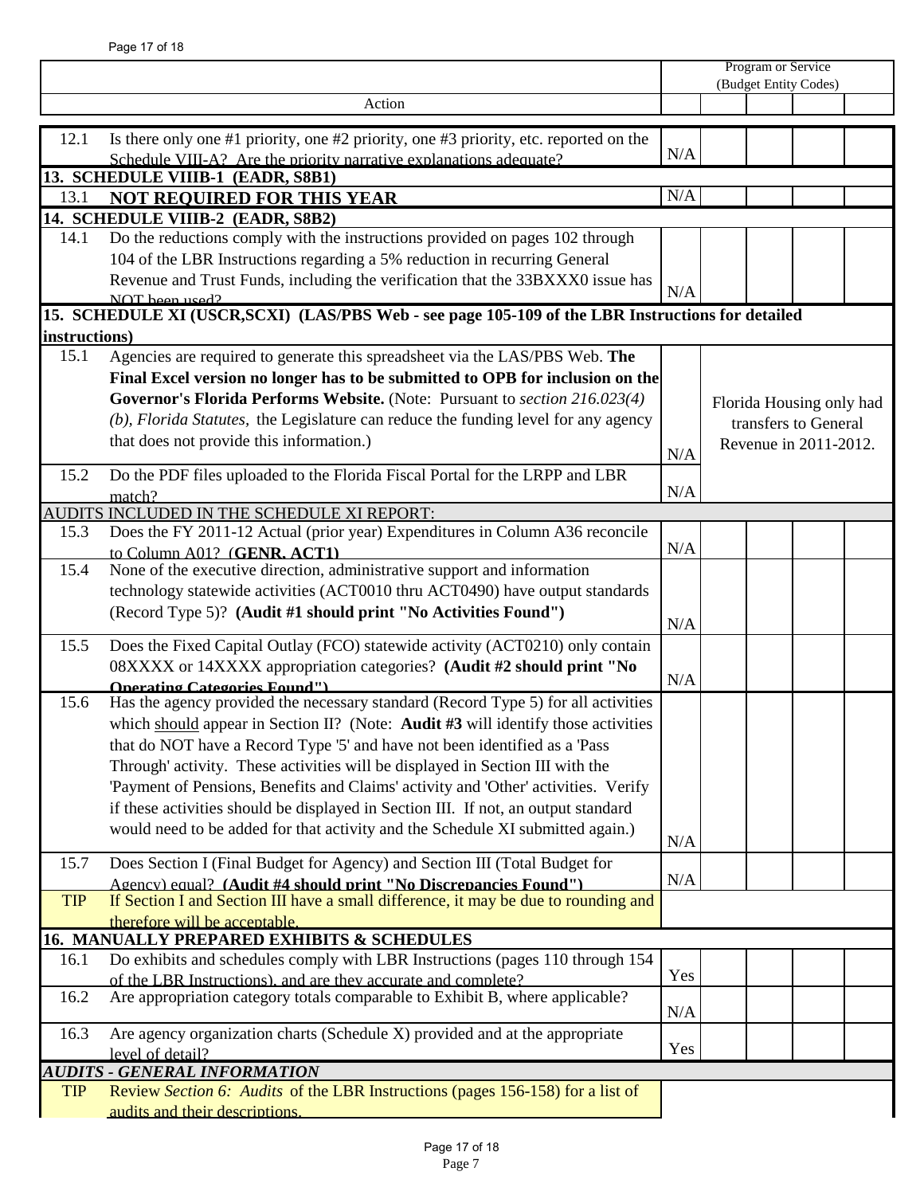| | Action | Program or Service (Budget Entity Codes) | | | | |
|---|---|---|---|---|---|---|
| 12.1 | Is there only one #1 priority, one #2 priority, one #3 priority, etc. reported on the Schedule VIII-A? Are the priority narrative explanations adequate? | N/A | | | | |
| **13. SCHEDULE VIIIB-1 (EADR, S8B1)** | | | | | | |
| 13.1 | **NOT REQUIRED FOR THIS YEAR** | N/A | | | | |
| **14. SCHEDULE VIIIB-2 (EADR, S8B2)** | | | | | | |
| 14.1 | Do the reductions comply with the instructions provided on pages 102 through 104 of the LBR Instructions regarding a 5% reduction in recurring General Revenue and Trust Funds, including the verification that the 33BXXX0 issue has NOT been used? | N/A | | | | |
| **15. SCHEDULE XI (USCR,SCXI) (LAS/PBS Web - see page 105-109 of the LBR Instructions for detailed instructions)** | | | | | | |
| 15.1 | Agencies are required to generate this spreadsheet via the LAS/PBS Web. **The Final Excel version no longer has to be submitted to OPB for inclusion on the Governor's Florida Performs Website.** (Note: Pursuant to *section 216.023(4)(b), Florida Statutes*, the Legislature can reduce the funding level for any agency that does not provide this information.) | N/A | Florida Housing only had transfers to General Revenue in 2011-2012. | | | |
| 15.2 | Do the PDF files uploaded to the Florida Fiscal Portal for the LRPP and LBR match? | N/A | | | | |
| AUDITS INCLUDED IN THE SCHEDULE XI REPORT: | | | | | | |
| 15.3 | Does the FY 2011-12 Actual (prior year) Expenditures in Column A36 reconcile to Column A01? (**GENR, ACT1**) | N/A | | | | |
| 15.4 | None of the executive direction, administrative support and information technology statewide activities (ACT0010 thru ACT0490) have output standards (Record Type 5)? **(Audit #1 should print "No Activities Found")** | N/A | | | | |
| 15.5 | Does the Fixed Capital Outlay (FCO) statewide activity (ACT0210) only contain 08XXXX or 14XXXX appropriation categories? **(Audit #2 should print "No Operating Categories Found")** | N/A | | | | |
| 15.6 | Has the agency provided the necessary standard (Record Type 5) for all activities which should appear in Section II? (Note: **Audit #3** will identify those activities that do NOT have a Record Type '5' and have not been identified as a 'Pass Through' activity. These activities will be displayed in Section III with the 'Payment of Pensions, Benefits and Claims' activity and 'Other' activities. Verify if these activities should be displayed in Section III. If not, an output standard would need to be added for that activity and the Schedule XI submitted again.) | N/A | | | | |
| 15.7 | Does Section I (Final Budget for Agency) and Section III (Total Budget for Agency) equal? **(Audit #4 should print "No Discrepancies Found")** | N/A | | | | |
| TIP | If Section I and Section III have a small difference, it may be due to rounding and therefore will be acceptable. | | | | | |
| **16. MANUALLY PREPARED EXHIBITS & SCHEDULES** | | | | | | |
| 16.1 | Do exhibits and schedules comply with LBR Instructions (pages 110 through 154 of the LBR Instructions), and are they accurate and complete? | Yes | | | | |
| 16.2 | Are appropriation category totals comparable to Exhibit B, where applicable? | N/A | | | | |
| 16.3 | Are agency organization charts (Schedule X) provided and at the appropriate level of detail? | Yes | | | | |
| ***AUDITS - GENERAL INFORMATION*** | | | | | | |
| TIP | Review *Section 6: Audits* of the LBR Instructions (pages 156-158) for a list of audits and their descriptions. | | | | | |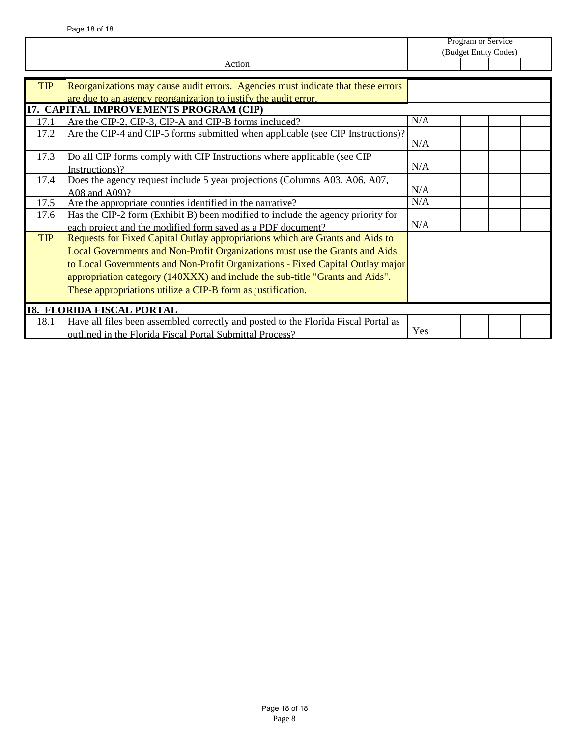| | Action | Program or Service (Budget Entity Codes) | | | | |
|---|---|---|---|---|---|---|
| TIP | Reorganizations may cause audit errors. Agencies must indicate that these errors are due to an agency reorganization to justify the audit error. | | | | | |
| **17. CAPITAL IMPROVEMENTS PROGRAM (CIP)** | | | | | | |
| 17.1 | Are the CIP-2, CIP-3, CIP-A and CIP-B forms included? | N/A | | | | |
| 17.2 | Are the CIP-4 and CIP-5 forms submitted when applicable (see CIP Instructions)? | N/A | | | | |
| 17.3 | Do all CIP forms comply with CIP Instructions where applicable (see CIP Instructions)? | N/A | | | | |
| 17.4 | Does the agency request include 5 year projections (Columns A03, A06, A07, A08 and A09)? | N/A | | | | |
| 17.5 | Are the appropriate counties identified in the narrative? | N/A | | | | |
| 17.6 | Has the CIP-2 form (Exhibit B) been modified to include the agency priority for each project and the modified form saved as a PDF document? | N/A | | | | |
| TIP | Requests for Fixed Capital Outlay appropriations which are Grants and Aids to Local Governments and Non-Profit Organizations must use the Grants and Aids to Local Governments and Non-Profit Organizations - Fixed Capital Outlay major appropriation category (140XXX) and include the sub-title "Grants and Aids". These appropriations utilize a CIP-B form as justification. | | | | | |
| **18. FLORIDA FISCAL PORTAL** | | | | | | |
| 18.1 | Have all files been assembled correctly and posted to the Florida Fiscal Portal as outlined in the Florida Fiscal Portal Submittal Process? | Yes | | | | |